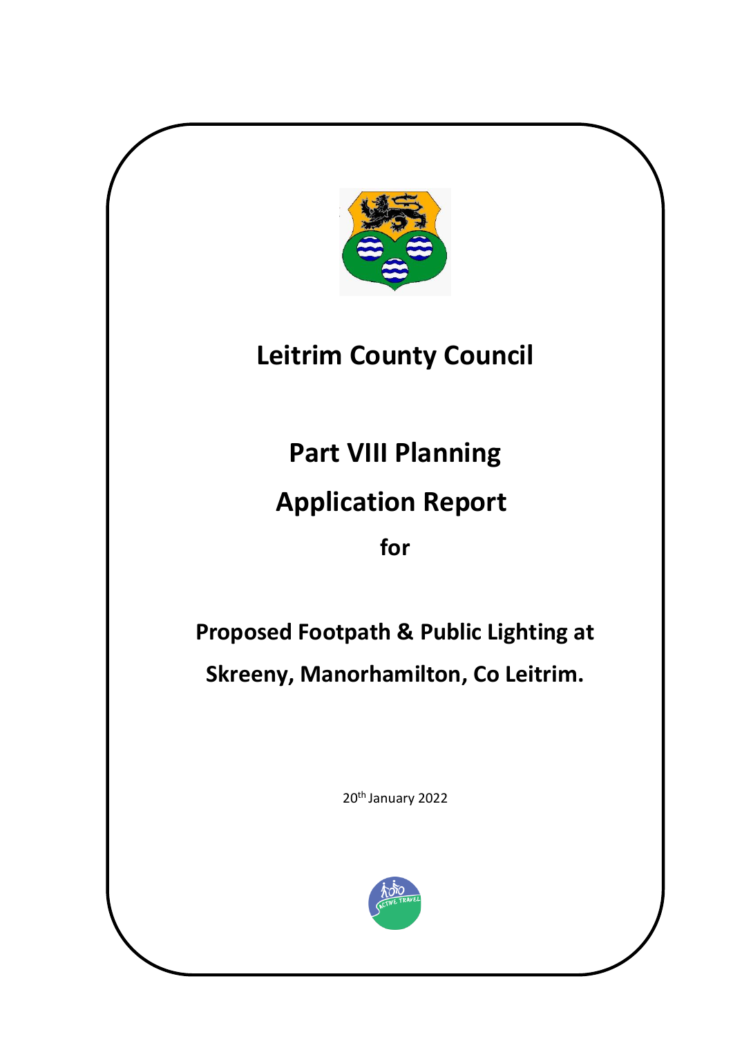# Leitrim County Council

## Part VIII Planning

## Application Report

**for**

## Proposed Footpath & Public Lighting at Skreeny, Manorhamilton, Co Leitrim.

20th January 2022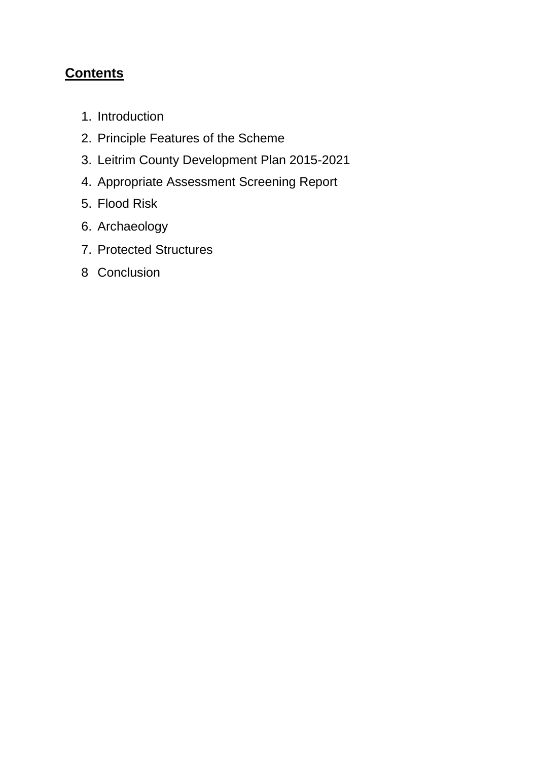## Contents

1. Introduction
2. Principle Features of the Scheme
3. Leitrim County Development Plan 2015-2021
4. Appropriate Assessment Screening Report
5. Flood Risk
6. Archaeology
7. Protected Structures
8 Conclusion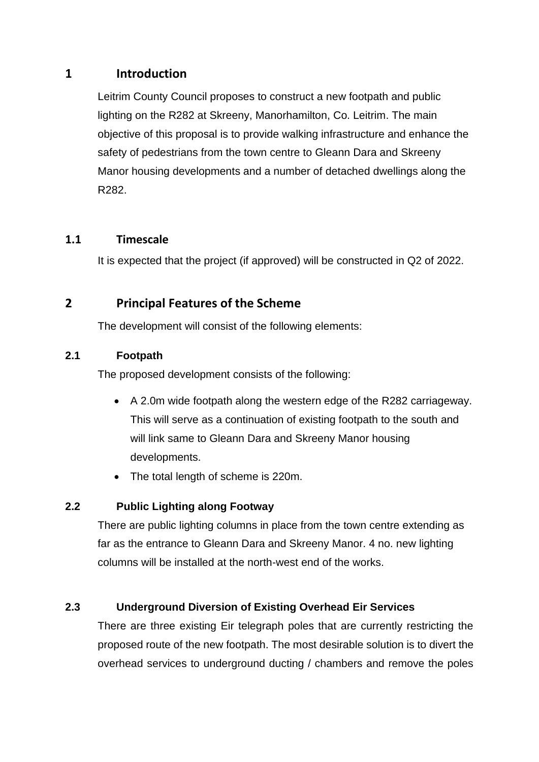# 1 Introduction

Leitrim County Council proposes to construct a new footpath and public lighting on the R282 at Skreeny, Manorhamilton, Co. Leitrim. The main objective of this proposal is to provide walking infrastructure and enhance the safety of pedestrians from the town centre to Gleann Dara and Skreeny Manor housing developments and a number of detached dwellings along the R282.

## 1.1 Timescale

It is expected that the project (if approved) will be constructed in Q2 of 2022.

# 2 Principal Features of the Scheme

The development will consist of the following elements:

### 2.1 Footpath

The proposed development consists of the following:

- A 2.0m wide footpath along the western edge of the R282 carriageway. This will serve as a continuation of existing footpath to the south and will link same to Gleann Dara and Skreeny Manor housing developments.
- The total length of scheme is 220m.

### 2.2 Public Lighting along Footway

There are public lighting columns in place from the town centre extending as far as the entrance to Gleann Dara and Skreeny Manor. 4 no. new lighting columns will be installed at the north-west end of the works.

### 2.3 Underground Diversion of Existing Overhead Eir Services

There are three existing Eir telegraph poles that are currently restricting the proposed route of the new footpath. The most desirable solution is to divert the overhead services to underground ducting / chambers and remove the poles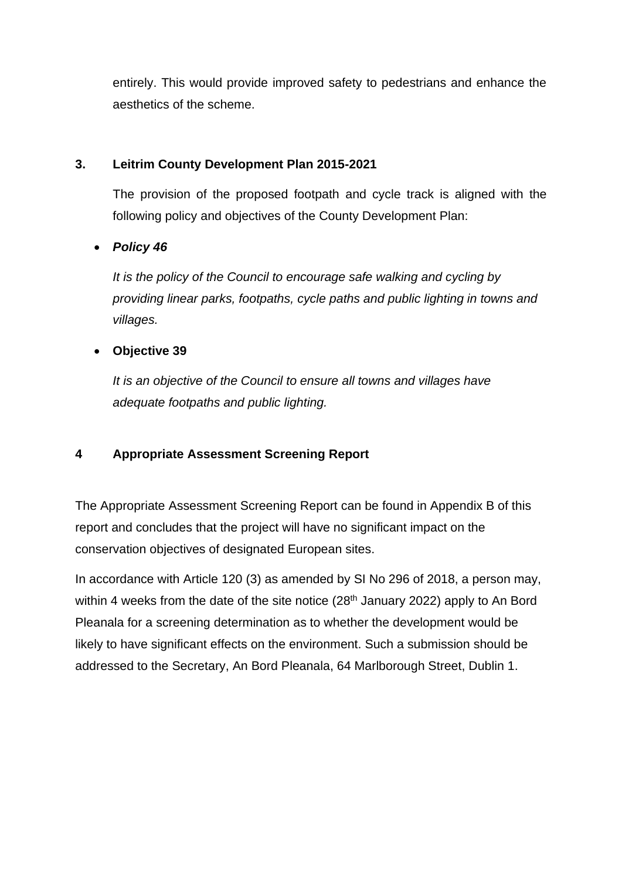entirely. This would provide improved safety to pedestrians and enhance the aesthetics of the scheme.

## 3. Leitrim County Development Plan 2015-2021

The provision of the proposed footpath and cycle track is aligned with the following policy and objectives of the County Development Plan:

- ***Policy 46***

  *It is the policy of the Council to encourage safe walking and cycling by providing linear parks, footpaths, cycle paths and public lighting in towns and villages.*

- **Objective 39**

  *It is an objective of the Council to ensure all towns and villages have adequate footpaths and public lighting.*

## 4 Appropriate Assessment Screening Report

The Appropriate Assessment Screening Report can be found in Appendix B of this report and concludes that the project will have no significant impact on the conservation objectives of designated European sites.

In accordance with Article 120 (3) as amended by SI No 296 of 2018, a person may, within 4 weeks from the date of the site notice (28th January 2022) apply to An Bord Pleanala for a screening determination as to whether the development would be likely to have significant effects on the environment. Such a submission should be addressed to the Secretary, An Bord Pleanala, 64 Marlborough Street, Dublin 1.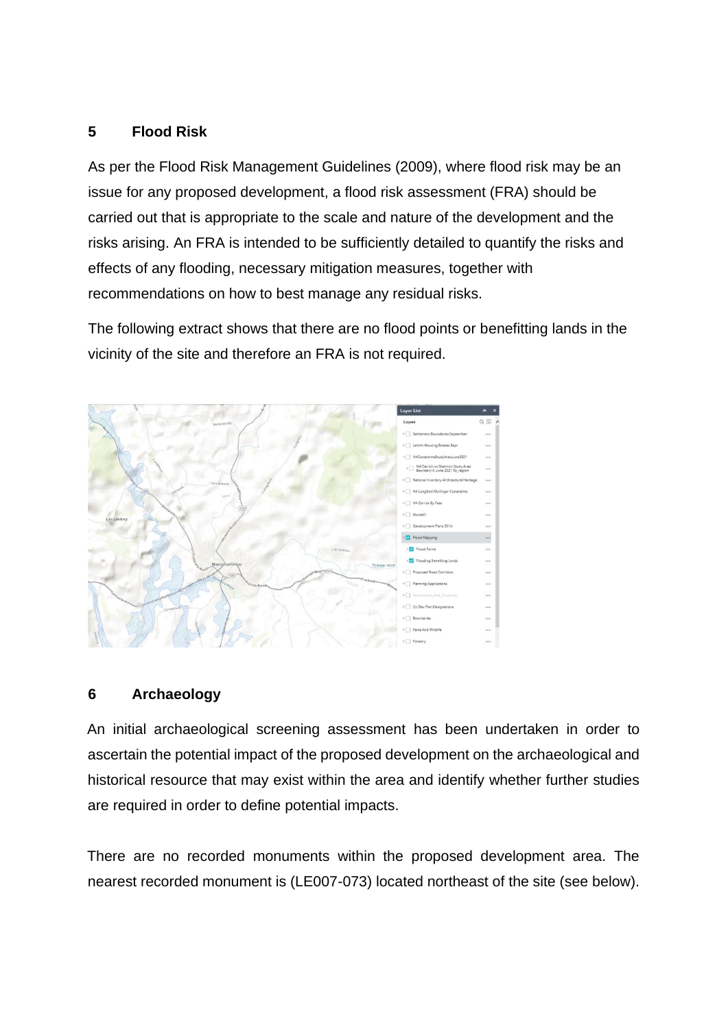## 5 Flood Risk

As per the Flood Risk Management Guidelines (2009), where flood risk may be an issue for any proposed development, a flood risk assessment (FRA) should be carried out that is appropriate to the scale and nature of the development and the risks arising. An FRA is intended to be sufficiently detailed to quantify the risks and effects of any flooding, necessary mitigation measures, together with recommendations on how to best manage any residual risks.

The following extract shows that there are no flood points or benefitting lands in the vicinity of the site and therefore an FRA is not required.

## 6 Archaeology

An initial archaeological screening assessment has been undertaken in order to ascertain the potential impact of the proposed development on the archaeological and historical resource that may exist within the area and identify whether further studies are required in order to define potential impacts.

There are no recorded monuments within the proposed development area. The nearest recorded monument is (LE007-073) located northeast of the site (see below).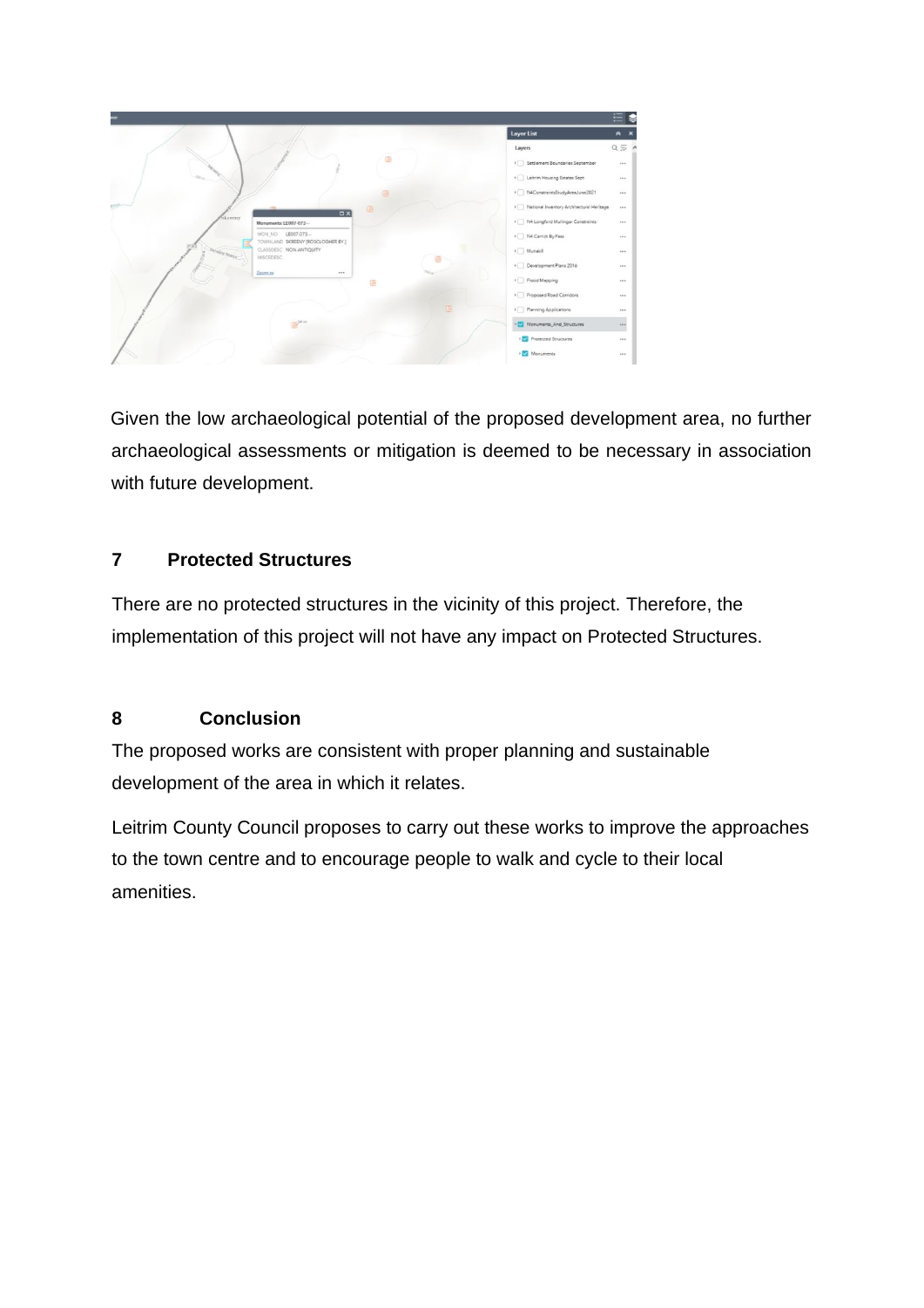Given the low archaeological potential of the proposed development area, no further archaeological assessments or mitigation is deemed to be necessary in association with future development.

## 7 Protected Structures

There are no protected structures in the vicinity of this project. Therefore, the implementation of this project will not have any impact on Protected Structures.

## 8 Conclusion

The proposed works are consistent with proper planning and sustainable development of the area in which it relates.

Leitrim County Council proposes to carry out these works to improve the approaches to the town centre and to encourage people to walk and cycle to their local amenities.